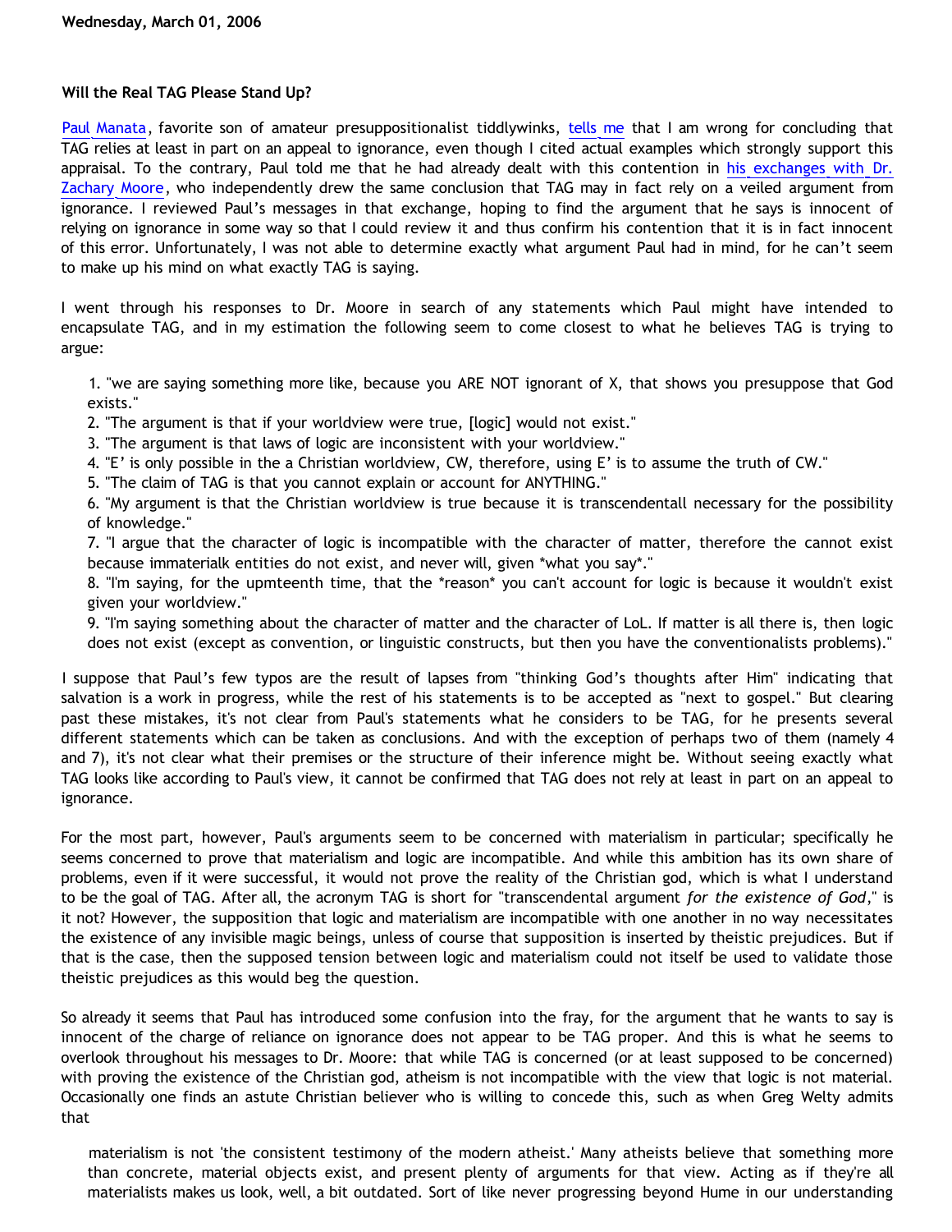**Wednesday, March 01, 2006**

### Will the Real TAG Please Stand Up?

Paul Manata, favorite son of amateur presuppositionalist tiddlywinks, tells me that I am wrong for concluding that TAG relies at least in part on an appeal to ignorance, even though I cited actual examples which strongly support this appraisal. To the contrary, Paul told me that he had already dealt with this contention in his exchanges with Dr. Zachary Moore, who independently drew the same conclusion that TAG may in fact rely on a veiled argument from ignorance. I reviewed Paul's messages in that exchange, hoping to find the argument that he says is innocent of relying on ignorance in some way so that I could review it and thus confirm his contention that it is in fact innocent of this error. Unfortunately, I was not able to determine exactly what argument Paul had in mind, for he can't seem to make up his mind on what exactly TAG is saying.

I went through his responses to Dr. Moore in search of any statements which Paul might have intended to encapsulate TAG, and in my estimation the following seem to come closest to what he believes TAG is trying to argue:

1. "we are saying something more like, because you ARE NOT ignorant of X, that shows you presuppose that God exists."
2. "The argument is that if your worldview were true, [logic] would not exist."
3. "The argument is that laws of logic are inconsistent with your worldview."
4. "E' is only possible in the a Christian worldview, CW, therefore, using E' is to assume the truth of CW."
5. "The claim of TAG is that you cannot explain or account for ANYTHING."
6. "My argument is that the Christian worldview is true because it is transcendentall necessary for the possibility of knowledge."
7. "I argue that the character of logic is incompatible with the character of matter, therefore the cannot exist because immaterialk entities do not exist, and never will, given *what you say*."
8. "I'm saying, for the upmteenth time, that the *reason* you can't account for logic is because it wouldn't exist given your worldview."
9. "I'm saying something about the character of matter and the character of LoL. If matter is all there is, then logic does not exist (except as convention, or linguistic constructs, but then you have the conventionalists problems)."

I suppose that Paul's few typos are the result of lapses from "thinking God's thoughts after Him" indicating that salvation is a work in progress, while the rest of his statements is to be accepted as "next to gospel." But clearing past these mistakes, it's not clear from Paul's statements what he considers to be TAG, for he presents several different statements which can be taken as conclusions. And with the exception of perhaps two of them (namely 4 and 7), it's not clear what their premises or the structure of their inference might be. Without seeing exactly what TAG looks like according to Paul's view, it cannot be confirmed that TAG does not rely at least in part on an appeal to ignorance.

For the most part, however, Paul's arguments seem to be concerned with materialism in particular; specifically he seems concerned to prove that materialism and logic are incompatible. And while this ambition has its own share of problems, even if it were successful, it would not prove the reality of the Christian god, which is what I understand to be the goal of TAG. After all, the acronym TAG is short for "transcendental argument *for the existence of God*," is it not? However, the supposition that logic and materialism are incompatible with one another in no way necessitates the existence of any invisible magic beings, unless of course that supposition is inserted by theistic prejudices. But if that is the case, then the supposed tension between logic and materialism could not itself be used to validate those theistic prejudices as this would beg the question.

So already it seems that Paul has introduced some confusion into the fray, for the argument that he wants to say is innocent of the charge of reliance on ignorance does not appear to be TAG proper. And this is what he seems to overlook throughout his messages to Dr. Moore: that while TAG is concerned (or at least supposed to be concerned) with proving the existence of the Christian god, atheism is not incompatible with the view that logic is not material. Occasionally one finds an astute Christian believer who is willing to concede this, such as when Greg Welty admits that

> materialism is not 'the consistent testimony of the modern atheist.' Many atheists believe that something more than concrete, material objects exist, and present plenty of arguments for that view. Acting as if they're all materialists makes us look, well, a bit outdated. Sort of like never progressing beyond Hume in our understanding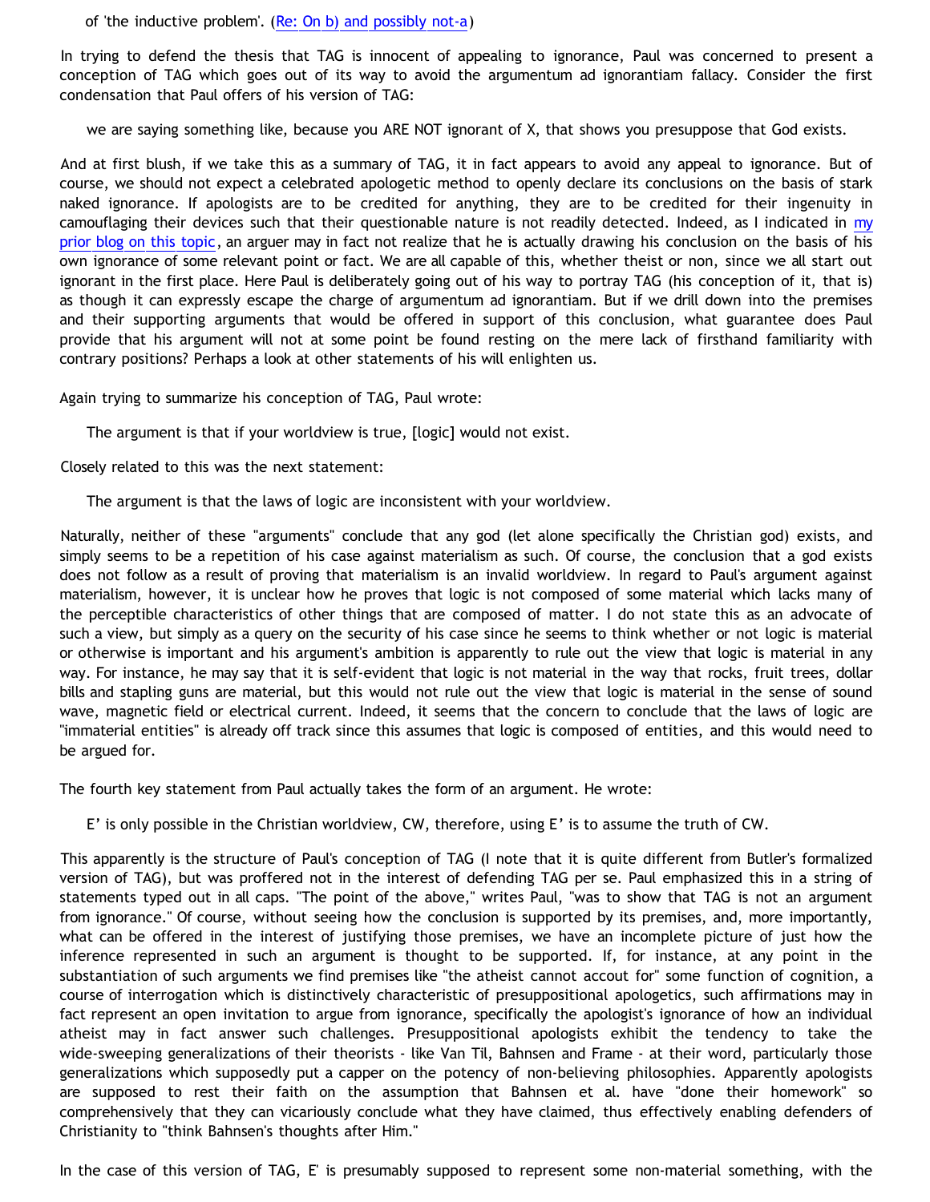of 'the inductive problem'. (Re: On b) and possibly not-a)

In trying to defend the thesis that TAG is innocent of appealing to ignorance, Paul was concerned to present a conception of TAG which goes out of its way to avoid the argumentum ad ignorantiam fallacy. Consider the first condensation that Paul offers of his version of TAG:

> we are saying something like, because you ARE NOT ignorant of X, that shows you presuppose that God exists.

And at first blush, if we take this as a summary of TAG, it in fact appears to avoid any appeal to ignorance. But of course, we should not expect a celebrated apologetic method to openly declare its conclusions on the basis of stark naked ignorance. If apologists are to be credited for anything, they are to be credited for their ingenuity in camouflaging their devices such that their questionable nature is not readily detected. Indeed, as I indicated in my prior blog on this topic, an arguer may in fact not realize that he is actually drawing his conclusion on the basis of his own ignorance of some relevant point or fact. We are all capable of this, whether theist or non, since we all start out ignorant in the first place. Here Paul is deliberately going out of his way to portray TAG (his conception of it, that is) as though it can expressly escape the charge of argumentum ad ignorantiam. But if we drill down into the premises and their supporting arguments that would be offered in support of this conclusion, what guarantee does Paul provide that his argument will not at some point be found resting on the mere lack of firsthand familiarity with contrary positions? Perhaps a look at other statements of his will enlighten us.

Again trying to summarize his conception of TAG, Paul wrote:

> The argument is that if your worldview is true, [logic] would not exist.

Closely related to this was the next statement:

> The argument is that the laws of logic are inconsistent with your worldview.

Naturally, neither of these "arguments" conclude that any god (let alone specifically the Christian god) exists, and simply seems to be a repetition of his case against materialism as such. Of course, the conclusion that a god exists does not follow as a result of proving that materialism is an invalid worldview. In regard to Paul's argument against materialism, however, it is unclear how he proves that logic is not composed of some material which lacks many of the perceptible characteristics of other things that are composed of matter. I do not state this as an advocate of such a view, but simply as a query on the security of his case since he seems to think whether or not logic is material or otherwise is important and his argument's ambition is apparently to rule out the view that logic is material in any way. For instance, he may say that it is self-evident that logic is not material in the way that rocks, fruit trees, dollar bills and stapling guns are material, but this would not rule out the view that logic is material in the sense of sound wave, magnetic field or electrical current. Indeed, it seems that the concern to conclude that the laws of logic are "immaterial entities" is already off track since this assumes that logic is composed of entities, and this would need to be argued for.

The fourth key statement from Paul actually takes the form of an argument. He wrote:

> E' is only possible in the Christian worldview, CW, therefore, using E' is to assume the truth of CW.

This apparently is the structure of Paul's conception of TAG (I note that it is quite different from Butler's formalized version of TAG), but was proffered not in the interest of defending TAG per se. Paul emphasized this in a string of statements typed out in all caps. "The point of the above," writes Paul, "was to show that TAG is not an argument from ignorance." Of course, without seeing how the conclusion is supported by its premises, and, more importantly, what can be offered in the interest of justifying those premises, we have an incomplete picture of just how the inference represented in such an argument is thought to be supported. If, for instance, at any point in the substantiation of such arguments we find premises like "the atheist cannot accout for" some function of cognition, a course of interrogation which is distinctively characteristic of presuppositional apologetics, such affirmations may in fact represent an open invitation to argue from ignorance, specifically the apologist's ignorance of how an individual atheist may in fact answer such challenges. Presuppositional apologists exhibit the tendency to take the wide-sweeping generalizations of their theorists - like Van Til, Bahnsen and Frame - at their word, particularly those generalizations which supposedly put a capper on the potency of non-believing philosophies. Apparently apologists are supposed to rest their faith on the assumption that Bahnsen et al. have "done their homework" so comprehensively that they can vicariously conclude what they have claimed, thus effectively enabling defenders of Christianity to "think Bahnsen's thoughts after Him."

In the case of this version of TAG, E' is presumably supposed to represent some non-material something, with the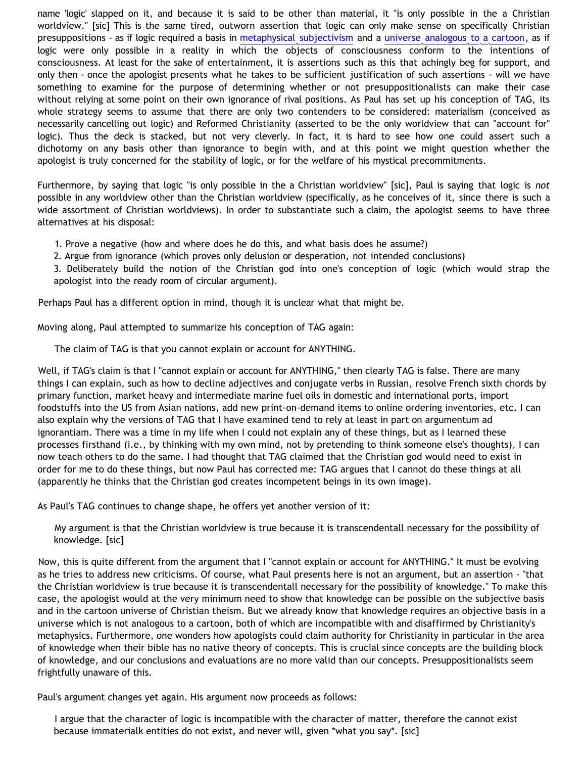name 'logic' slapped on it, and because it is said to be other than material, it "is only possible in the a Christian worldview." [sic] This is the same tired, outworn assertion that logic can only make sense on specifically Christian presuppositions - as if logic required a basis in metaphysical subjectivism and a universe analogous to a cartoon, as if logic were only possible in a reality in which the objects of consciousness conform to the intentions of consciousness. At least for the sake of entertainment, it is assertions such as this that achingly beg for support, and only then - once the apologist presents what he takes to be sufficient justification of such assertions - will we have something to examine for the purpose of determining whether or not presuppositionalists can make their case without relying at some point on their own ignorance of rival positions. As Paul has set up his conception of TAG, its whole strategy seems to assume that there are only two contenders to be considered: materialism (conceived as necessarily cancelling out logic) and Reformed Christianity (asserted to be the only worldview that can "account for" logic). Thus the deck is stacked, but not very cleverly. In fact, it is hard to see how one could assert such a dichotomy on any basis other than ignorance to begin with, and at this point we might question whether the apologist is truly concerned for the stability of logic, or for the welfare of his mystical precommitments.

Furthermore, by saying that logic "is only possible in the a Christian worldview" [sic], Paul is saying that logic is *not* possible in any worldview other than the Christian worldview (specifically, as he conceives of it, since there is such a wide assortment of Christian worldviews). In order to substantiate such a claim, the apologist seems to have three alternatives at his disposal:

1. Prove a negative (how and where does he do this, and what basis does he assume?)
2. Argue from ignorance (which proves only delusion or desperation, not intended conclusions)
3. Deliberately build the notion of the Christian god into one's conception of logic (which would strap the apologist into the ready room of circular argument).

Perhaps Paul has a different option in mind, though it is unclear what that might be.

Moving along, Paul attempted to summarize his conception of TAG again:

> The claim of TAG is that you cannot explain or account for ANYTHING.

Well, if TAG's claim is that I "cannot explain or account for ANYTHING," then clearly TAG is false. There are many things I can explain, such as how to decline adjectives and conjugate verbs in Russian, resolve French sixth chords by primary function, market heavy and intermediate marine fuel oils in domestic and international ports, import foodstuffs into the US from Asian nations, add new print-on-demand items to online ordering inventories, etc. I can also explain why the versions of TAG that I have examined tend to rely at least in part on argumentum ad ignorantiam. There was a time in my life when I could not explain any of these things, but as I learned these processes firsthand (i.e., by thinking with my own mind, not by pretending to think someone else's thoughts), I can now teach others to do the same. I had thought that TAG claimed that the Christian god would need to exist in order for me to do these things, but now Paul has corrected me: TAG argues that I cannot do these things at all (apparently he thinks that the Christian god creates incompetent beings in its own image).

As Paul's TAG continues to change shape, he offers yet another version of it:

> My argument is that the Christian worldview is true because it is transcendentall necessary for the possibility of knowledge. [sic]

Now, this is quite different from the argument that I "cannot explain or account for ANYTHING." It must be evolving as he tries to address new criticisms. Of course, what Paul presents here is not an argument, but an assertion - "that the Christian worldview is true because it is transcendentall necessary for the possibility of knowledge." To make this case, the apologist would at the very minimum need to show that knowledge can be possible on the subjective basis and in the cartoon universe of Christian theism. But we already know that knowledge requires an objective basis in a universe which is not analogous to a cartoon, both of which are incompatible with and disaffirmed by Christianity's metaphysics. Furthermore, one wonders how apologists could claim authority for Christianity in particular in the area of knowledge when their bible has no native theory of concepts. This is crucial since concepts are the building block of knowledge, and our conclusions and evaluations are no more valid than our concepts. Presuppositionalists seem frightfully unaware of this.

Paul's argument changes yet again. His argument now proceeds as follows:

> I argue that the character of logic is incompatible with the character of matter, therefore the cannot exist because immaterialk entities do not exist, and never will, given *what you say*. [sic]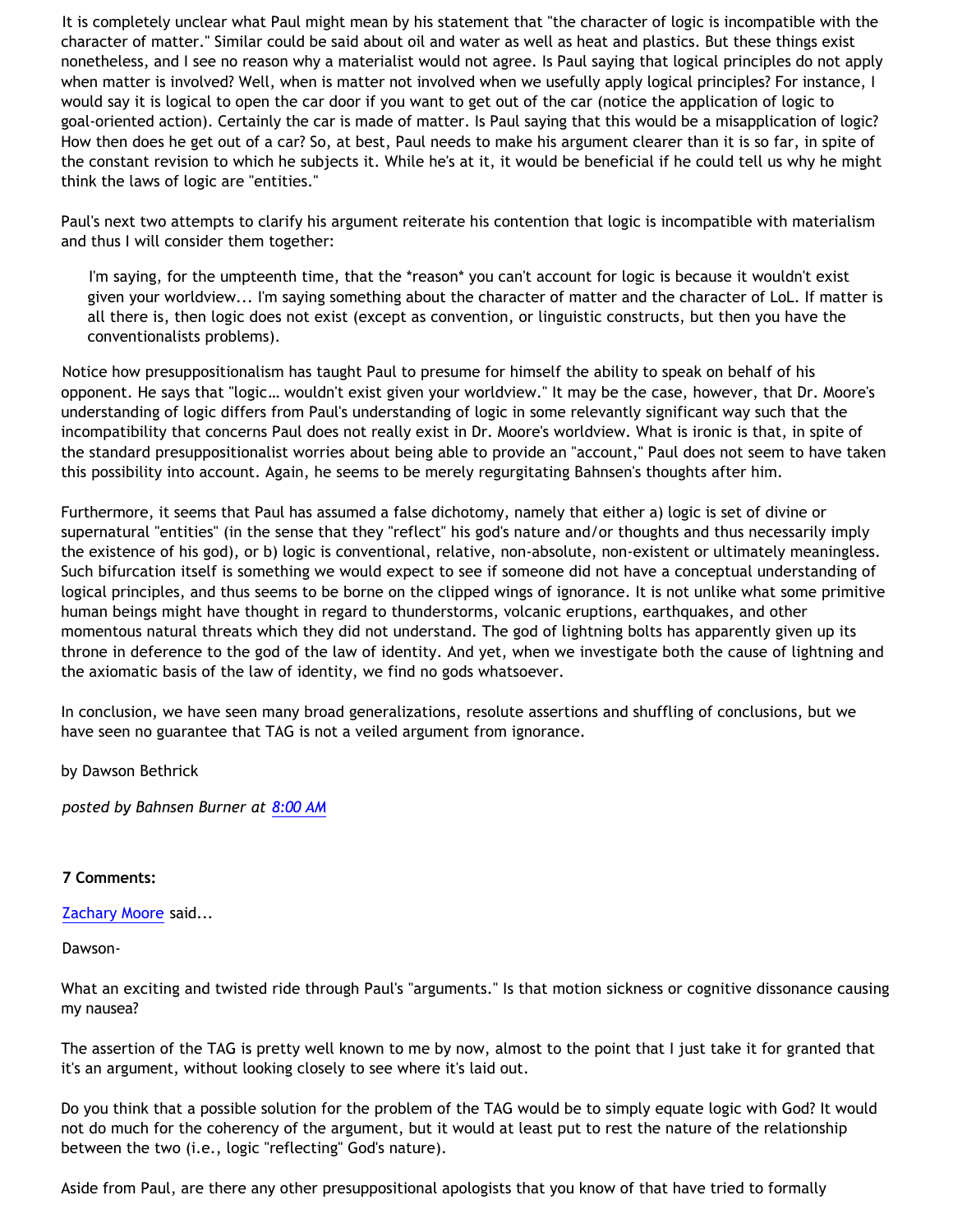It is completely unclear what Paul might mean by his statement that "the character of logic is incompatible with the character of matter." Similar could be said about oil and water as well as heat and plastics. But these things exist nonetheless, and I see no reason why a materialist would not agree. Is Paul saying that logical principles do not apply when matter is involved? Well, when is matter not involved when we usefully apply logical principles? For instance, I would say it is logical to open the car door if you want to get out of the car (notice the application of logic to goal-oriented action). Certainly the car is made of matter. Is Paul saying that this would be a misapplication of logic? How then does he get out of a car? So, at best, Paul needs to make his argument clearer than it is so far, in spite of the constant revision to which he subjects it. While he's at it, it would be beneficial if he could tell us why he might think the laws of logic are "entities."

Paul's next two attempts to clarify his argument reiterate his contention that logic is incompatible with materialism and thus I will consider them together:

> I'm saying, for the umpteenth time, that the *reason* you can't account for logic is because it wouldn't exist given your worldview... I'm saying something about the character of matter and the character of LoL. If matter is all there is, then logic does not exist (except as convention, or linguistic constructs, but then you have the conventionalists problems).

Notice how presuppositionalism has taught Paul to presume for himself the ability to speak on behalf of his opponent. He says that "logic… wouldn't exist given your worldview." It may be the case, however, that Dr. Moore's understanding of logic differs from Paul's understanding of logic in some relevantly significant way such that the incompatibility that concerns Paul does not really exist in Dr. Moore's worldview. What is ironic is that, in spite of the standard presuppositionalist worries about being able to provide an "account," Paul does not seem to have taken this possibility into account. Again, he seems to be merely regurgitating Bahnsen's thoughts after him.

Furthermore, it seems that Paul has assumed a false dichotomy, namely that either a) logic is set of divine or supernatural "entities" (in the sense that they "reflect" his god's nature and/or thoughts and thus necessarily imply the existence of his god), or b) logic is conventional, relative, non-absolute, non-existent or ultimately meaningless. Such bifurcation itself is something we would expect to see if someone did not have a conceptual understanding of logical principles, and thus seems to be borne on the clipped wings of ignorance. It is not unlike what some primitive human beings might have thought in regard to thunderstorms, volcanic eruptions, earthquakes, and other momentous natural threats which they did not understand. The god of lightning bolts has apparently given up its throne in deference to the god of the law of identity. And yet, when we investigate both the cause of lightning and the axiomatic basis of the law of identity, we find no gods whatsoever.

In conclusion, we have seen many broad generalizations, resolute assertions and shuffling of conclusions, but we have seen no guarantee that TAG is not a veiled argument from ignorance.

by Dawson Bethrick

*posted by Bahnsen Burner at 8:00 AM*

**7 Comments:**

Zachary Moore said...

Dawson-

What an exciting and twisted ride through Paul's "arguments." Is that motion sickness or cognitive dissonance causing my nausea?

The assertion of the TAG is pretty well known to me by now, almost to the point that I just take it for granted that it's an argument, without looking closely to see where it's laid out.

Do you think that a possible solution for the problem of the TAG would be to simply equate logic with God? It would not do much for the coherency of the argument, but it would at least put to rest the nature of the relationship between the two (i.e., logic "reflecting" God's nature).

Aside from Paul, are there any other presuppositional apologists that you know of that have tried to formally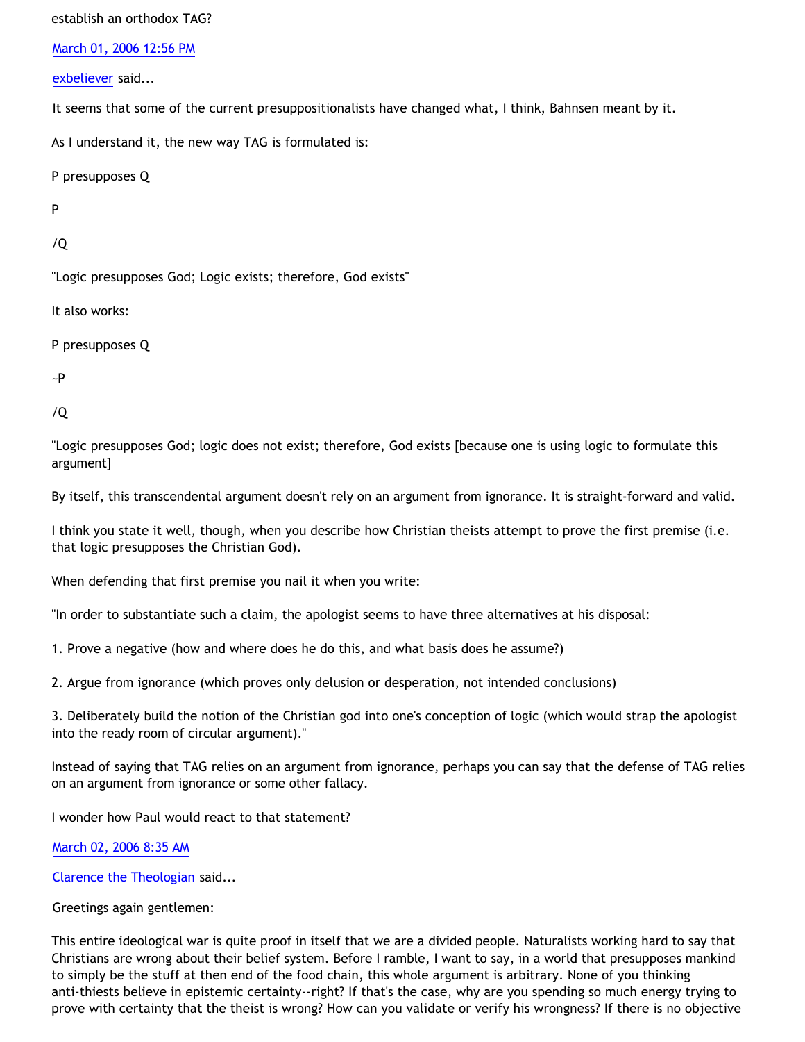establish an orthodox TAG?

March 01, 2006 12:56 PM

exbeliever said...

It seems that some of the current presuppositionalists have changed what, I think, Bahnsen meant by it.

As I understand it, the new way TAG is formulated is:

P presupposes Q

P

/Q

"Logic presupposes God; Logic exists; therefore, God exists"

It also works:

P presupposes Q

~P

/Q

"Logic presupposes God; logic does not exist; therefore, God exists [because one is using logic to formulate this argument]

By itself, this transcendental argument doesn't rely on an argument from ignorance. It is straight-forward and valid.

I think you state it well, though, when you describe how Christian theists attempt to prove the first premise (i.e. that logic presupposes the Christian God).

When defending that first premise you nail it when you write:

"In order to substantiate such a claim, the apologist seems to have three alternatives at his disposal:

1. Prove a negative (how and where does he do this, and what basis does he assume?)

2. Argue from ignorance (which proves only delusion or desperation, not intended conclusions)

3. Deliberately build the notion of the Christian god into one's conception of logic (which would strap the apologist into the ready room of circular argument)."

Instead of saying that TAG relies on an argument from ignorance, perhaps you can say that the defense of TAG relies on an argument from ignorance or some other fallacy.

I wonder how Paul would react to that statement?

March 02, 2006 8:35 AM

Clarence the Theologian said...

Greetings again gentlemen:

This entire ideological war is quite proof in itself that we are a divided people. Naturalists working hard to say that Christians are wrong about their belief system. Before I ramble, I want to say, in a world that presupposes mankind to simply be the stuff at then end of the food chain, this whole argument is arbitrary. None of you thinking anti-thiests believe in epistemic certainty--right? If that's the case, why are you spending so much energy trying to prove with certainty that the theist is wrong? How can you validate or verify his wrongness? If there is no objective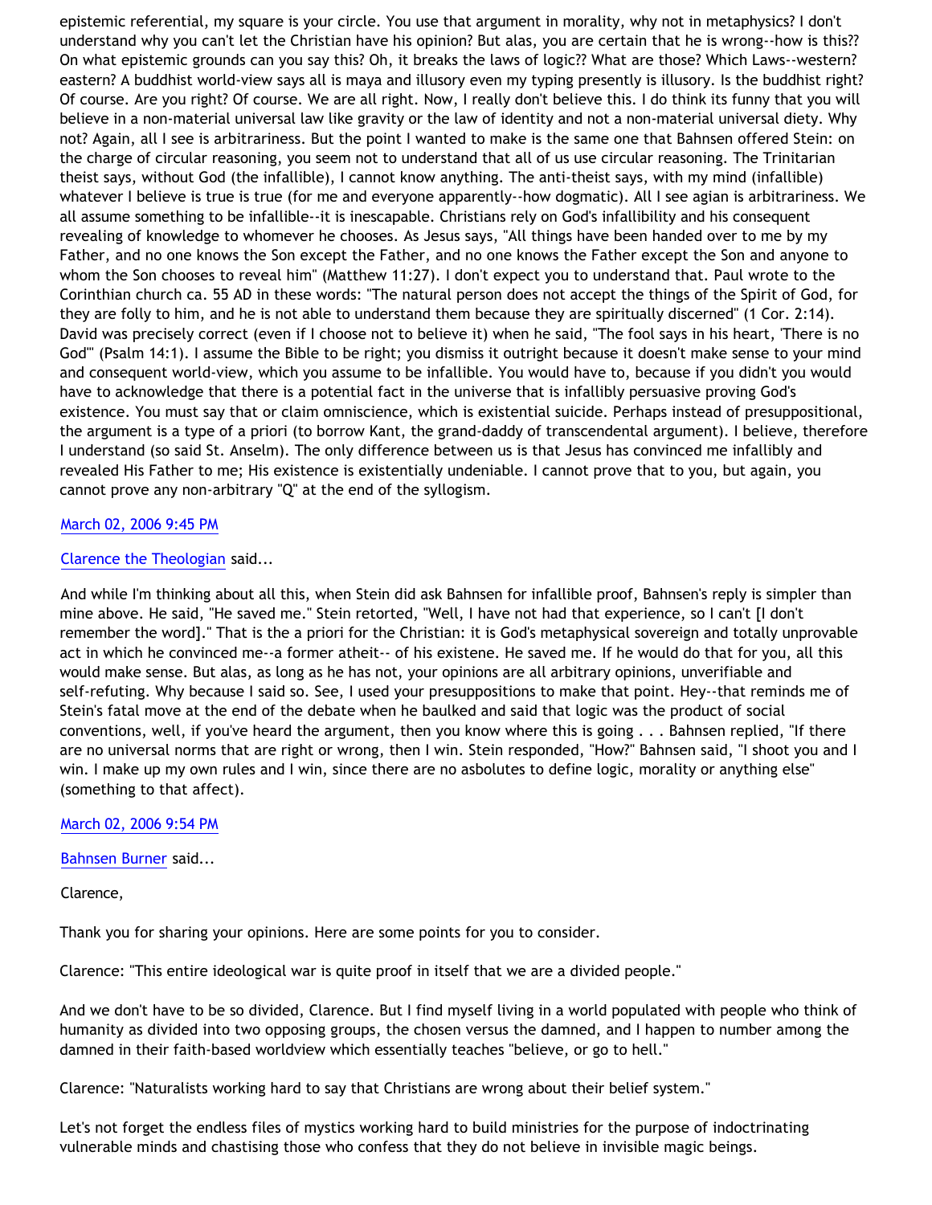epistemic referential, my square is your circle. You use that argument in morality, why not in metaphysics? I don't understand why you can't let the Christian have his opinion? But alas, you are certain that he is wrong--how is this?? On what epistemic grounds can you say this? Oh, it breaks the laws of logic?? What are those? Which Laws--western? eastern? A buddhist world-view says all is maya and illusory even my typing presently is illusory. Is the buddhist right? Of course. Are you right? Of course. We are all right. Now, I really don't believe this. I do think its funny that you will believe in a non-material universal law like gravity or the law of identity and not a non-material universal diety. Why not? Again, all I see is arbitrariness. But the point I wanted to make is the same one that Bahnsen offered Stein: on the charge of circular reasoning, you seem not to understand that all of us use circular reasoning. The Trinitarian theist says, without God (the infallible), I cannot know anything. The anti-theist says, with my mind (infallible) whatever I believe is true is true (for me and everyone apparently--how dogmatic). All I see agian is arbitrariness. We all assume something to be infallible--it is inescapable. Christians rely on God's infallibility and his consequent revealing of knowledge to whomever he chooses. As Jesus says, "All things have been handed over to me by my Father, and no one knows the Son except the Father, and no one knows the Father except the Son and anyone to whom the Son chooses to reveal him" (Matthew 11:27). I don't expect you to understand that. Paul wrote to the Corinthian church ca. 55 AD in these words: "The natural person does not accept the things of the Spirit of God, for they are folly to him, and he is not able to understand them because they are spiritually discerned" (1 Cor. 2:14). David was precisely correct (even if I choose not to believe it) when he said, "The fool says in his heart, 'There is no God'" (Psalm 14:1). I assume the Bible to be right; you dismiss it outright because it doesn't make sense to your mind and consequent world-view, which you assume to be infallible. You would have to, because if you didn't you would have to acknowledge that there is a potential fact in the universe that is infallibly persuasive proving God's existence. You must say that or claim omniscience, which is existential suicide. Perhaps instead of presuppositional, the argument is a type of a priori (to borrow Kant, the grand-daddy of transcendental argument). I believe, therefore I understand (so said St. Anselm). The only difference between us is that Jesus has convinced me infallibly and revealed His Father to me; His existence is existentially undeniable. I cannot prove that to you, but again, you cannot prove any non-arbitrary "Q" at the end of the syllogism.

March 02, 2006 9:45 PM

Clarence the Theologian said...

And while I'm thinking about all this, when Stein did ask Bahnsen for infallible proof, Bahnsen's reply is simpler than mine above. He said, "He saved me." Stein retorted, "Well, I have not had that experience, so I can't [I don't remember the word]." That is the a priori for the Christian: it is God's metaphysical sovereign and totally unprovable act in which he convinced me--a former atheit-- of his existene. He saved me. If he would do that for you, all this would make sense. But alas, as long as he has not, your opinions are all arbitrary opinions, unverifiable and self-refuting. Why because I said so. See, I used your presuppositions to make that point. Hey--that reminds me of Stein's fatal move at the end of the debate when he baulked and said that logic was the product of social conventions, well, if you've heard the argument, then you know where this is going . . . Bahnsen replied, "If there are no universal norms that are right or wrong, then I win. Stein responded, "How?" Bahnsen said, "I shoot you and I win. I make up my own rules and I win, since there are no asbolutes to define logic, morality or anything else" (something to that affect).

March 02, 2006 9:54 PM

Bahnsen Burner said...

Clarence,

Thank you for sharing your opinions. Here are some points for you to consider.

Clarence: "This entire ideological war is quite proof in itself that we are a divided people."

And we don't have to be so divided, Clarence. But I find myself living in a world populated with people who think of humanity as divided into two opposing groups, the chosen versus the damned, and I happen to number among the damned in their faith-based worldview which essentially teaches "believe, or go to hell."

Clarence: "Naturalists working hard to say that Christians are wrong about their belief system."

Let's not forget the endless files of mystics working hard to build ministries for the purpose of indoctrinating vulnerable minds and chastising those who confess that they do not believe in invisible magic beings.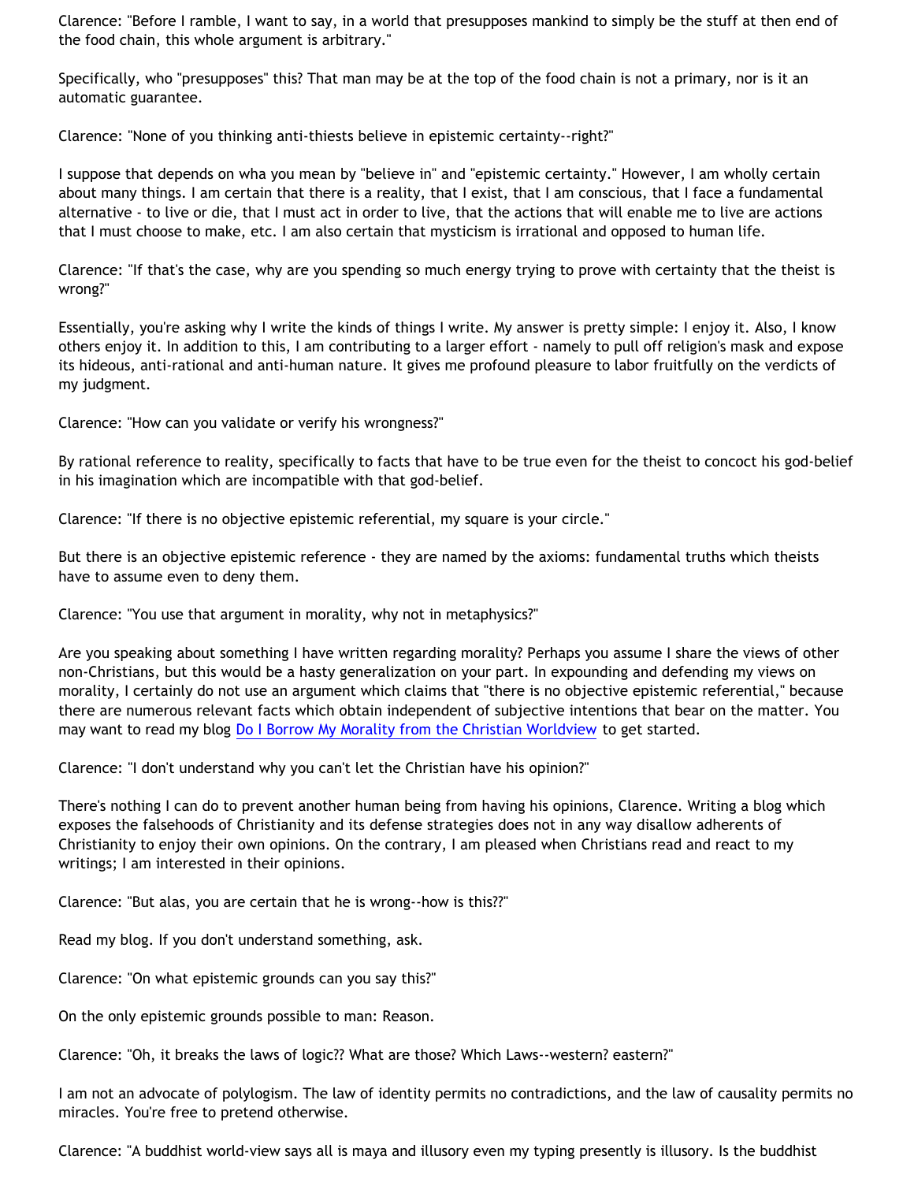Clarence: "Before I ramble, I want to say, in a world that presupposes mankind to simply be the stuff at then end of the food chain, this whole argument is arbitrary."

Specifically, who "presupposes" this? That man may be at the top of the food chain is not a primary, nor is it an automatic guarantee.

Clarence: "None of you thinking anti-thiests believe in epistemic certainty--right?"

I suppose that depends on wha you mean by "believe in" and "epistemic certainty." However, I am wholly certain about many things. I am certain that there is a reality, that I exist, that I am conscious, that I face a fundamental alternative - to live or die, that I must act in order to live, that the actions that will enable me to live are actions that I must choose to make, etc. I am also certain that mysticism is irrational and opposed to human life.

Clarence: "If that's the case, why are you spending so much energy trying to prove with certainty that the theist is wrong?"

Essentially, you're asking why I write the kinds of things I write. My answer is pretty simple: I enjoy it. Also, I know others enjoy it. In addition to this, I am contributing to a larger effort - namely to pull off religion's mask and expose its hideous, anti-rational and anti-human nature. It gives me profound pleasure to labor fruitfully on the verdicts of my judgment.

Clarence: "How can you validate or verify his wrongness?"

By rational reference to reality, specifically to facts that have to be true even for the theist to concoct his god-belief in his imagination which are incompatible with that god-belief.

Clarence: "If there is no objective epistemic referential, my square is your circle."

But there is an objective epistemic reference - they are named by the axioms: fundamental truths which theists have to assume even to deny them.

Clarence: "You use that argument in morality, why not in metaphysics?"

Are you speaking about something I have written regarding morality? Perhaps you assume I share the views of other non-Christians, but this would be a hasty generalization on your part. In expounding and defending my views on morality, I certainly do not use an argument which claims that "there is no objective epistemic referential," because there are numerous relevant facts which obtain independent of subjective intentions that bear on the matter. You may want to read my blog [Do I Borrow My Morality from the Christian Worldview] to get started.

Clarence: "I don't understand why you can't let the Christian have his opinion?"

There's nothing I can do to prevent another human being from having his opinions, Clarence. Writing a blog which exposes the falsehoods of Christianity and its defense strategies does not in any way disallow adherents of Christianity to enjoy their own opinions. On the contrary, I am pleased when Christians read and react to my writings; I am interested in their opinions.

Clarence: "But alas, you are certain that he is wrong--how is this??"

Read my blog. If you don't understand something, ask.

Clarence: "On what epistemic grounds can you say this?"

On the only epistemic grounds possible to man: Reason.

Clarence: "Oh, it breaks the laws of logic?? What are those? Which Laws--western? eastern?"

I am not an advocate of polylogism. The law of identity permits no contradictions, and the law of causality permits no miracles. You're free to pretend otherwise.

Clarence: "A buddhist world-view says all is maya and illusory even my typing presently is illusory. Is the buddhist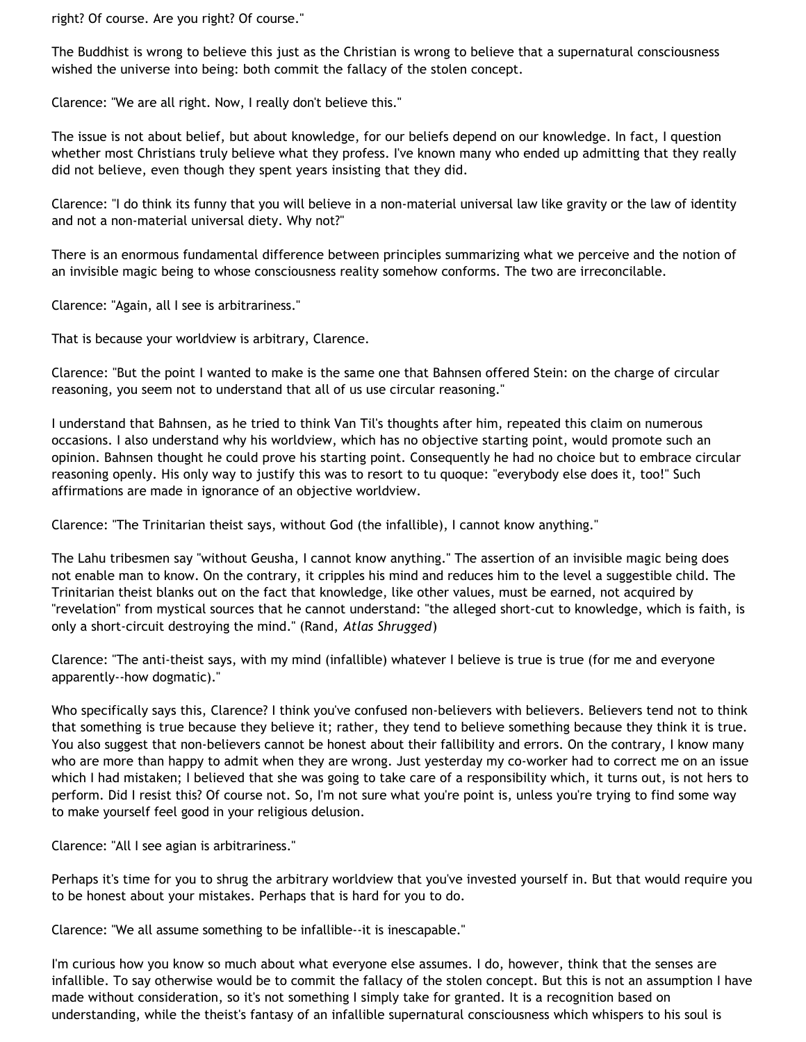right? Of course. Are you right? Of course."

The Buddhist is wrong to believe this just as the Christian is wrong to believe that a supernatural consciousness wished the universe into being: both commit the fallacy of the stolen concept.

Clarence: "We are all right. Now, I really don't believe this."

The issue is not about belief, but about knowledge, for our beliefs depend on our knowledge. In fact, I question whether most Christians truly believe what they profess. I've known many who ended up admitting that they really did not believe, even though they spent years insisting that they did.

Clarence: "I do think its funny that you will believe in a non-material universal law like gravity or the law of identity and not a non-material universal diety. Why not?"

There is an enormous fundamental difference between principles summarizing what we perceive and the notion of an invisible magic being to whose consciousness reality somehow conforms. The two are irreconcilable.

Clarence: "Again, all I see is arbitrariness."

That is because your worldview is arbitrary, Clarence.

Clarence: "But the point I wanted to make is the same one that Bahnsen offered Stein: on the charge of circular reasoning, you seem not to understand that all of us use circular reasoning."

I understand that Bahnsen, as he tried to think Van Til's thoughts after him, repeated this claim on numerous occasions. I also understand why his worldview, which has no objective starting point, would promote such an opinion. Bahnsen thought he could prove his starting point. Consequently he had no choice but to embrace circular reasoning openly. His only way to justify this was to resort to tu quoque: "everybody else does it, too!" Such affirmations are made in ignorance of an objective worldview.

Clarence: "The Trinitarian theist says, without God (the infallible), I cannot know anything."

The Lahu tribesmen say "without Geusha, I cannot know anything." The assertion of an invisible magic being does not enable man to know. On the contrary, it cripples his mind and reduces him to the level a suggestible child. The Trinitarian theist blanks out on the fact that knowledge, like other values, must be earned, not acquired by "revelation" from mystical sources that he cannot understand: "the alleged short-cut to knowledge, which is faith, is only a short-circuit destroying the mind." (Rand, *Atlas Shrugged*)

Clarence: "The anti-theist says, with my mind (infallible) whatever I believe is true is true (for me and everyone apparently--how dogmatic)."

Who specifically says this, Clarence? I think you've confused non-believers with believers. Believers tend not to think that something is true because they believe it; rather, they tend to believe something because they think it is true. You also suggest that non-believers cannot be honest about their fallibility and errors. On the contrary, I know many who are more than happy to admit when they are wrong. Just yesterday my co-worker had to correct me on an issue which I had mistaken; I believed that she was going to take care of a responsibility which, it turns out, is not hers to perform. Did I resist this? Of course not. So, I'm not sure what you're point is, unless you're trying to find some way to make yourself feel good in your religious delusion.

Clarence: "All I see agian is arbitrariness."

Perhaps it's time for you to shrug the arbitrary worldview that you've invested yourself in. But that would require you to be honest about your mistakes. Perhaps that is hard for you to do.

Clarence: "We all assume something to be infallible--it is inescapable."

I'm curious how you know so much about what everyone else assumes. I do, however, think that the senses are infallible. To say otherwise would be to commit the fallacy of the stolen concept. But this is not an assumption I have made without consideration, so it's not something I simply take for granted. It is a recognition based on understanding, while the theist's fantasy of an infallible supernatural consciousness which whispers to his soul is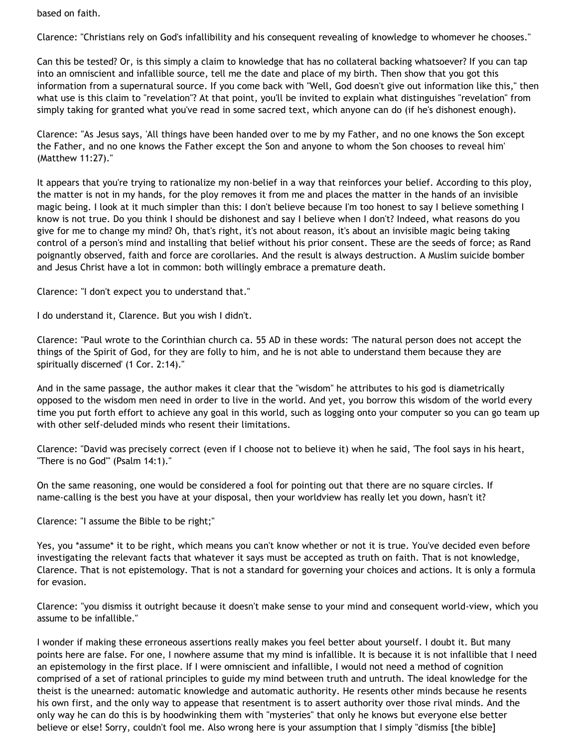based on faith.

Clarence: "Christians rely on God's infallibility and his consequent revealing of knowledge to whomever he chooses."

Can this be tested? Or, is this simply a claim to knowledge that has no collateral backing whatsoever? If you can tap into an omniscient and infallible source, tell me the date and place of my birth. Then show that you got this information from a supernatural source. If you come back with "Well, God doesn't give out information like this," then what use is this claim to "revelation"? At that point, you'll be invited to explain what distinguishes "revelation" from simply taking for granted what you've read in some sacred text, which anyone can do (if he's dishonest enough).

Clarence: "As Jesus says, 'All things have been handed over to me by my Father, and no one knows the Son except the Father, and no one knows the Father except the Son and anyone to whom the Son chooses to reveal him' (Matthew 11:27)."

It appears that you're trying to rationalize my non-belief in a way that reinforces your belief. According to this ploy, the matter is not in my hands, for the ploy removes it from me and places the matter in the hands of an invisible magic being. I look at it much simpler than this: I don't believe because I'm too honest to say I believe something I know is not true. Do you think I should be dishonest and say I believe when I don't? Indeed, what reasons do you give for me to change my mind? Oh, that's right, it's not about reason, it's about an invisible magic being taking control of a person's mind and installing that belief without his prior consent. These are the seeds of force; as Rand poignantly observed, faith and force are corollaries. And the result is always destruction. A Muslim suicide bomber and Jesus Christ have a lot in common: both willingly embrace a premature death.

Clarence: "I don't expect you to understand that."

I do understand it, Clarence. But you wish I didn't.

Clarence: "Paul wrote to the Corinthian church ca. 55 AD in these words: 'The natural person does not accept the things of the Spirit of God, for they are folly to him, and he is not able to understand them because they are spiritually discerned' (1 Cor. 2:14)."

And in the same passage, the author makes it clear that the "wisdom" he attributes to his god is diametrically opposed to the wisdom men need in order to live in the world. And yet, you borrow this wisdom of the world every time you put forth effort to achieve any goal in this world, such as logging onto your computer so you can go team up with other self-deluded minds who resent their limitations.

Clarence: "David was precisely correct (even if I choose not to believe it) when he said, 'The fool says in his heart, "There is no God"' (Psalm 14:1)."

On the same reasoning, one would be considered a fool for pointing out that there are no square circles. If name-calling is the best you have at your disposal, then your worldview has really let you down, hasn't it?

Clarence: "I assume the Bible to be right;"

Yes, you *assume* it to be right, which means you can't know whether or not it is true. You've decided even before investigating the relevant facts that whatever it says must be accepted as truth on faith. That is not knowledge, Clarence. That is not epistemology. That is not a standard for governing your choices and actions. It is only a formula for evasion.

Clarence: "you dismiss it outright because it doesn't make sense to your mind and consequent world-view, which you assume to be infallible."

I wonder if making these erroneous assertions really makes you feel better about yourself. I doubt it. But many points here are false. For one, I nowhere assume that my mind is infallible. It is because it is not infallible that I need an epistemology in the first place. If I were omniscient and infallible, I would not need a method of cognition comprised of a set of rational principles to guide my mind between truth and untruth. The ideal knowledge for the theist is the unearned: automatic knowledge and automatic authority. He resents other minds because he resents his own first, and the only way to appease that resentment is to assert authority over those rival minds. And the only way he can do this is by hoodwinking them with "mysteries" that only he knows but everyone else better believe or else! Sorry, couldn't fool me. Also wrong here is your assumption that I simply "dismiss [the bible]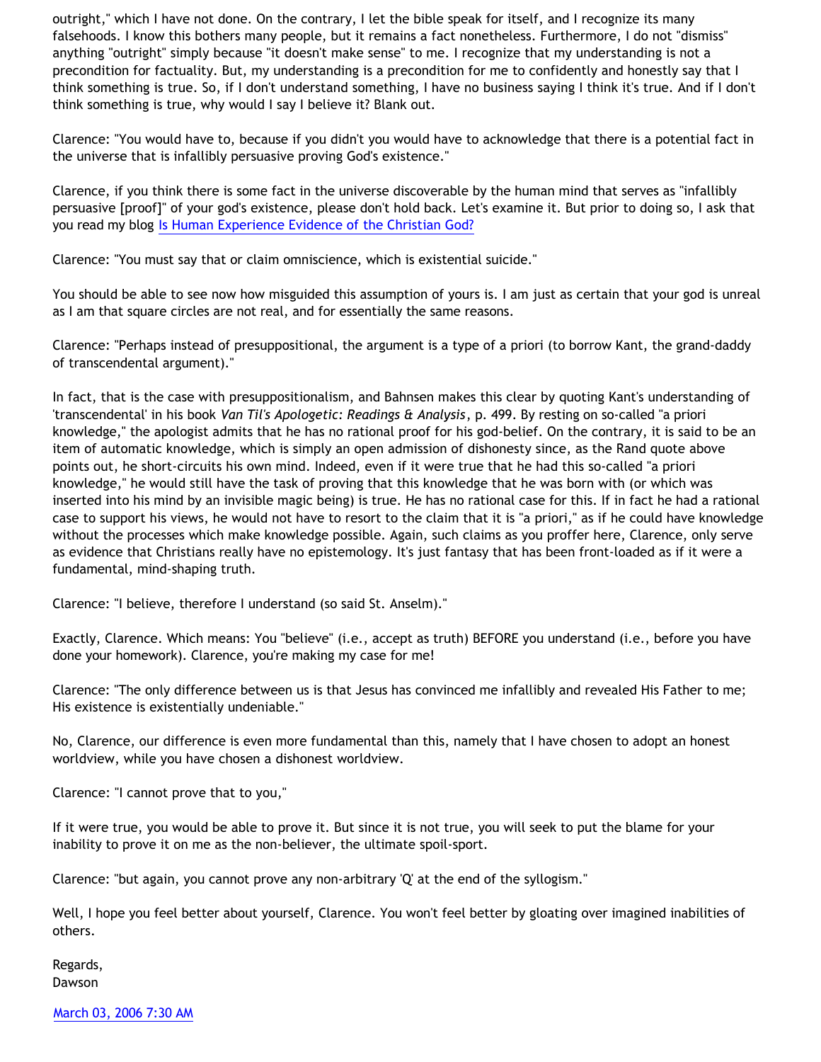outright," which I have not done. On the contrary, I let the bible speak for itself, and I recognize its many falsehoods. I know this bothers many people, but it remains a fact nonetheless. Furthermore, I do not "dismiss" anything "outright" simply because "it doesn't make sense" to me. I recognize that my understanding is not a precondition for factuality. But, my understanding is a precondition for me to confidently and honestly say that I think something is true. So, if I don't understand something, I have no business saying I think it's true. And if I don't think something is true, why would I say I believe it? Blank out.

Clarence: "You would have to, because if you didn't you would have to acknowledge that there is a potential fact in the universe that is infallibly persuasive proving God's existence."

Clarence, if you think there is some fact in the universe discoverable by the human mind that serves as "infallibly persuasive [proof]" of your god's existence, please don't hold back. Let's examine it. But prior to doing so, I ask that you read my blog [Is Human Experience Evidence of the Christian God?]

Clarence: "You must say that or claim omniscience, which is existential suicide."

You should be able to see now how misguided this assumption of yours is. I am just as certain that your god is unreal as I am that square circles are not real, and for essentially the same reasons.

Clarence: "Perhaps instead of presuppositional, the argument is a type of a priori (to borrow Kant, the grand-daddy of transcendental argument)."

In fact, that is the case with presuppositionalism, and Bahnsen makes this clear by quoting Kant's understanding of 'transcendental' in his book *Van Til's Apologetic: Readings & Analysis*, p. 499. By resting on so-called "a priori knowledge," the apologist admits that he has no rational proof for his god-belief. On the contrary, it is said to be an item of automatic knowledge, which is simply an open admission of dishonesty since, as the Rand quote above points out, he short-circuits his own mind. Indeed, even if it were true that he had this so-called "a priori knowledge," he would still have the task of proving that this knowledge that he was born with (or which was inserted into his mind by an invisible magic being) is true. He has no rational case for this. If in fact he had a rational case to support his views, he would not have to resort to the claim that it is "a priori," as if he could have knowledge without the processes which make knowledge possible. Again, such claims as you proffer here, Clarence, only serve as evidence that Christians really have no epistemology. It's just fantasy that has been front-loaded as if it were a fundamental, mind-shaping truth.

Clarence: "I believe, therefore I understand (so said St. Anselm)."

Exactly, Clarence. Which means: You "believe" (i.e., accept as truth) BEFORE you understand (i.e., before you have done your homework). Clarence, you're making my case for me!

Clarence: "The only difference between us is that Jesus has convinced me infallibly and revealed His Father to me; His existence is existentially undeniable."

No, Clarence, our difference is even more fundamental than this, namely that I have chosen to adopt an honest worldview, while you have chosen a dishonest worldview.

Clarence: "I cannot prove that to you,"

If it were true, you would be able to prove it. But since it is not true, you will seek to put the blame for your inability to prove it on me as the non-believer, the ultimate spoil-sport.

Clarence: "but again, you cannot prove any non-arbitrary 'Q' at the end of the syllogism."

Well, I hope you feel better about yourself, Clarence. You won't feel better by gloating over imagined inabilities of others.

Regards,
Dawson

March 03, 2006 7:30 AM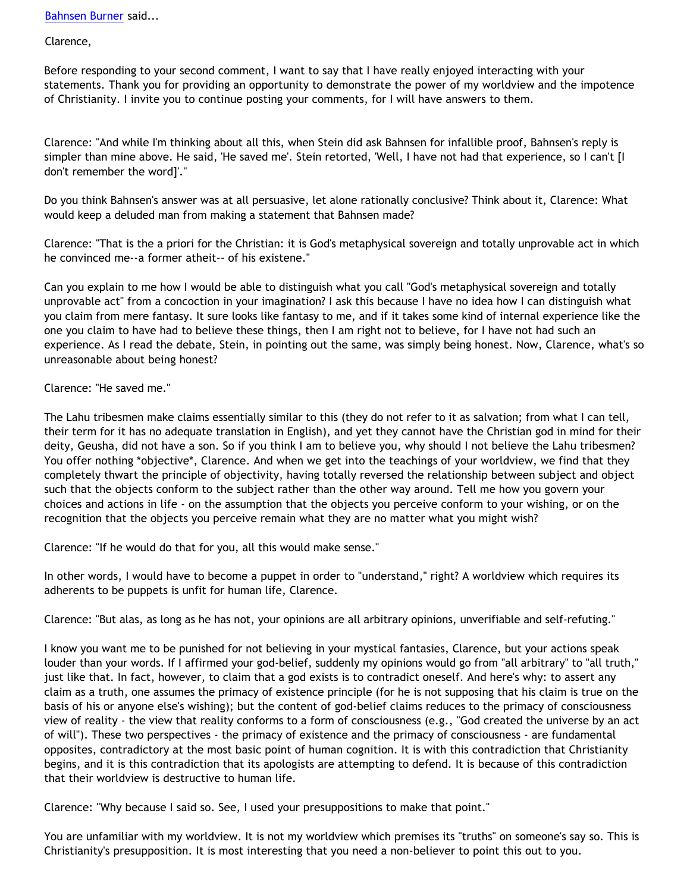Bahnsen Burner said...

Clarence,

Before responding to your second comment, I want to say that I have really enjoyed interacting with your statements. Thank you for providing an opportunity to demonstrate the power of my worldview and the impotence of Christianity. I invite you to continue posting your comments, for I will have answers to them.

Clarence: "And while I'm thinking about all this, when Stein did ask Bahnsen for infallible proof, Bahnsen's reply is simpler than mine above. He said, 'He saved me'. Stein retorted, 'Well, I have not had that experience, so I can't [I don't remember the word]'."

Do you think Bahnsen's answer was at all persuasive, let alone rationally conclusive? Think about it, Clarence: What would keep a deluded man from making a statement that Bahnsen made?

Clarence: "That is the a priori for the Christian: it is God's metaphysical sovereign and totally unprovable act in which he convinced me--a former atheit-- of his existene."

Can you explain to me how I would be able to distinguish what you call "God's metaphysical sovereign and totally unprovable act" from a concoction in your imagination? I ask this because I have no idea how I can distinguish what you claim from mere fantasy. It sure looks like fantasy to me, and if it takes some kind of internal experience like the one you claim to have had to believe these things, then I am right not to believe, for I have not had such an experience. As I read the debate, Stein, in pointing out the same, was simply being honest. Now, Clarence, what's so unreasonable about being honest?

Clarence: "He saved me."

The Lahu tribesmen make claims essentially similar to this (they do not refer to it as salvation; from what I can tell, their term for it has no adequate translation in English), and yet they cannot have the Christian god in mind for their deity, Geusha, did not have a son. So if you think I am to believe you, why should I not believe the Lahu tribesmen? You offer nothing *objective*, Clarence. And when we get into the teachings of your worldview, we find that they completely thwart the principle of objectivity, having totally reversed the relationship between subject and object such that the objects conform to the subject rather than the other way around. Tell me how you govern your choices and actions in life - on the assumption that the objects you perceive conform to your wishing, or on the recognition that the objects you perceive remain what they are no matter what you might wish?

Clarence: "If he would do that for you, all this would make sense."

In other words, I would have to become a puppet in order to "understand," right? A worldview which requires its adherents to be puppets is unfit for human life, Clarence.

Clarence: "But alas, as long as he has not, your opinions are all arbitrary opinions, unverifiable and self-refuting."

I know you want me to be punished for not believing in your mystical fantasies, Clarence, but your actions speak louder than your words. If I affirmed your god-belief, suddenly my opinions would go from "all arbitrary" to "all truth," just like that. In fact, however, to claim that a god exists is to contradict oneself. And here's why: to assert any claim as a truth, one assumes the primacy of existence principle (for he is not supposing that his claim is true on the basis of his or anyone else's wishing); but the content of god-belief claims reduces to the primacy of consciousness view of reality - the view that reality conforms to a form of consciousness (e.g., "God created the universe by an act of will"). These two perspectives - the primacy of existence and the primacy of consciousness - are fundamental opposites, contradictory at the most basic point of human cognition. It is with this contradiction that Christianity begins, and it is this contradiction that its apologists are attempting to defend. It is because of this contradiction that their worldview is destructive to human life.

Clarence: "Why because I said so. See, I used your presuppositions to make that point."

You are unfamiliar with my worldview. It is not my worldview which premises its "truths" on someone's say so. This is Christianity's presupposition. It is most interesting that you need a non-believer to point this out to you.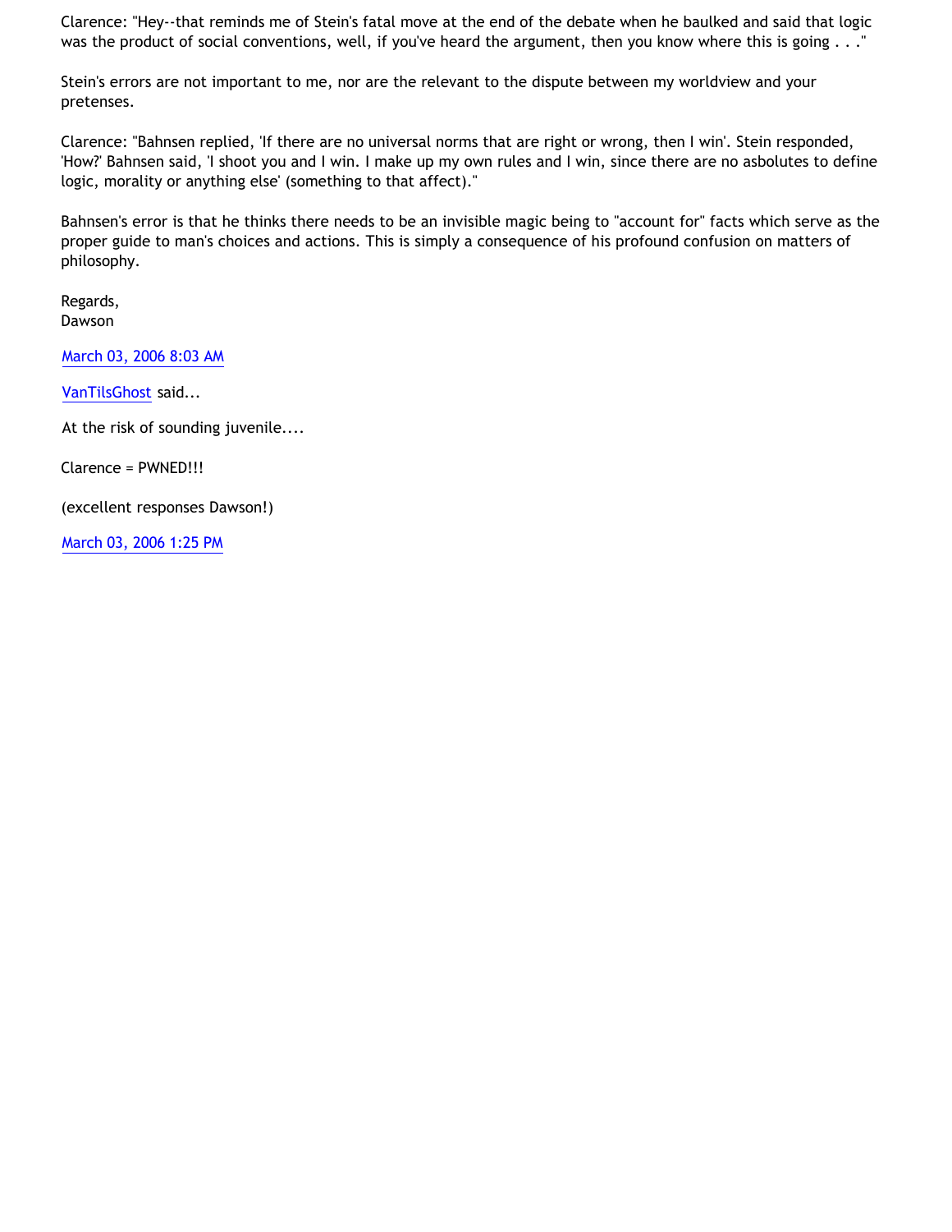Clarence: "Hey--that reminds me of Stein's fatal move at the end of the debate when he baulked and said that logic was the product of social conventions, well, if you've heard the argument, then you know where this is going . . ."

Stein's errors are not important to me, nor are the relevant to the dispute between my worldview and your pretenses.

Clarence: "Bahnsen replied, 'If there are no universal norms that are right or wrong, then I win'. Stein responded, 'How?' Bahnsen said, 'I shoot you and I win. I make up my own rules and I win, since there are no asbolutes to define logic, morality or anything else' (something to that affect)."

Bahnsen's error is that he thinks there needs to be an invisible magic being to "account for" facts which serve as the proper guide to man's choices and actions. This is simply a consequence of his profound confusion on matters of philosophy.

Regards,
Dawson

March 03, 2006 8:03 AM

VanTilsGhost said...

At the risk of sounding juvenile....

Clarence = PWNED!!!

(excellent responses Dawson!)

March 03, 2006 1:25 PM